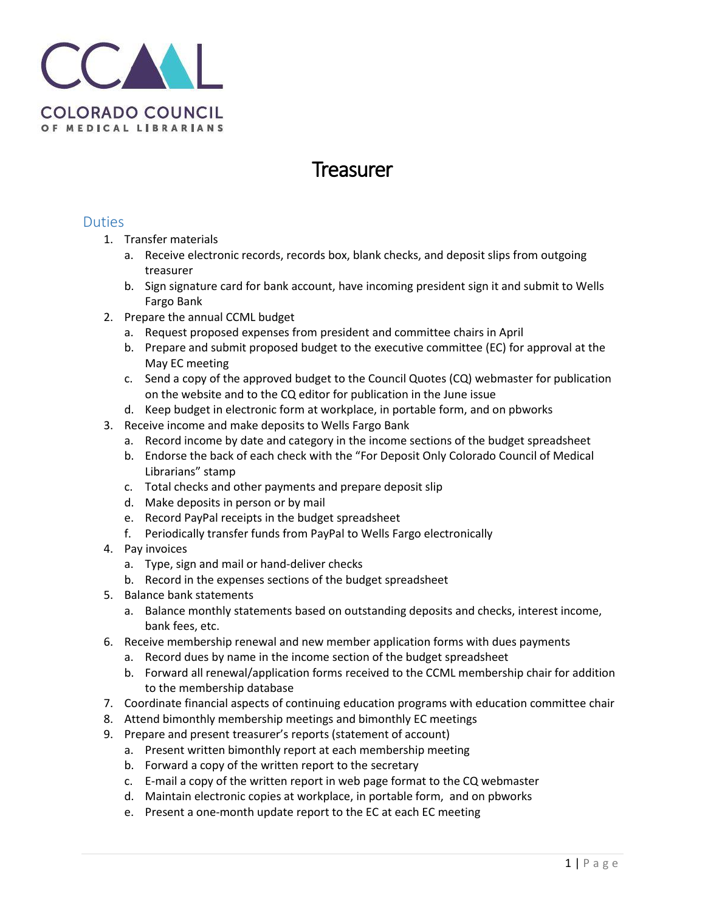COLORADO COUNCIL OF MEDICAL LIBRARIANS

# Treasurer

## Duties

1. Transfer materials
   a. Receive electronic records, records box, blank checks, and deposit slips from outgoing treasurer
   b. Sign signature card for bank account, have incoming president sign it and submit to Wells Fargo Bank
2. Prepare the annual CCML budget
   a. Request proposed expenses from president and committee chairs in April
   b. Prepare and submit proposed budget to the executive committee (EC) for approval at the May EC meeting
   c. Send a copy of the approved budget to the Council Quotes (CQ) webmaster for publication on the website and to the CQ editor for publication in the June issue
   d. Keep budget in electronic form at workplace, in portable form, and on pbworks
3. Receive income and make deposits to Wells Fargo Bank
   a. Record income by date and category in the income sections of the budget spreadsheet
   b. Endorse the back of each check with the "For Deposit Only Colorado Council of Medical Librarians" stamp
   c. Total checks and other payments and prepare deposit slip
   d. Make deposits in person or by mail
   e. Record PayPal receipts in the budget spreadsheet
   f. Periodically transfer funds from PayPal to Wells Fargo electronically
4. Pay invoices
   a. Type, sign and mail or hand-deliver checks
   b. Record in the expenses sections of the budget spreadsheet
5. Balance bank statements
   a. Balance monthly statements based on outstanding deposits and checks, interest income, bank fees, etc.
6. Receive membership renewal and new member application forms with dues payments
   a. Record dues by name in the income section of the budget spreadsheet
   b. Forward all renewal/application forms received to the CCML membership chair for addition to the membership database
7. Coordinate financial aspects of continuing education programs with education committee chair
8. Attend bimonthly membership meetings and bimonthly EC meetings
9. Prepare and present treasurer's reports (statement of account)
   a. Present written bimonthly report at each membership meeting
   b. Forward a copy of the written report to the secretary
   c. E-mail a copy of the written report in web page format to the CQ webmaster
   d. Maintain electronic copies at workplace, in portable form, and on pbworks
   e. Present a one-month update report to the EC at each EC meeting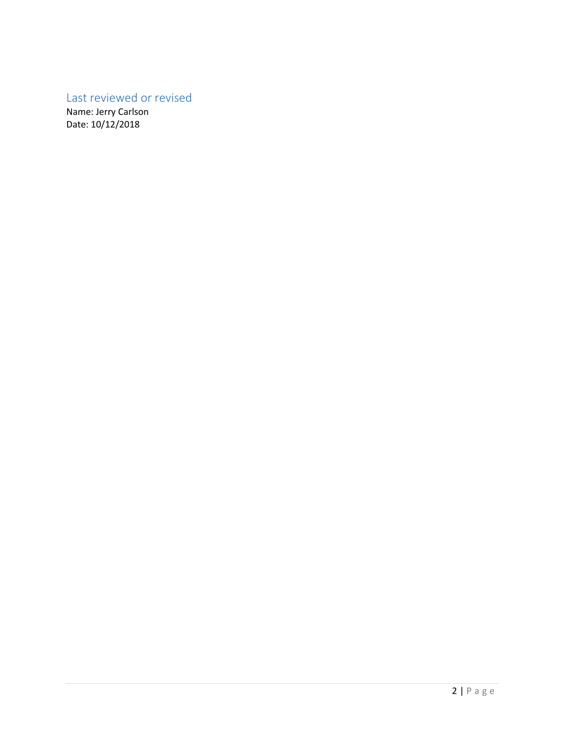## Last reviewed or revised

Name: Jerry Carlson
Date: 10/12/2018